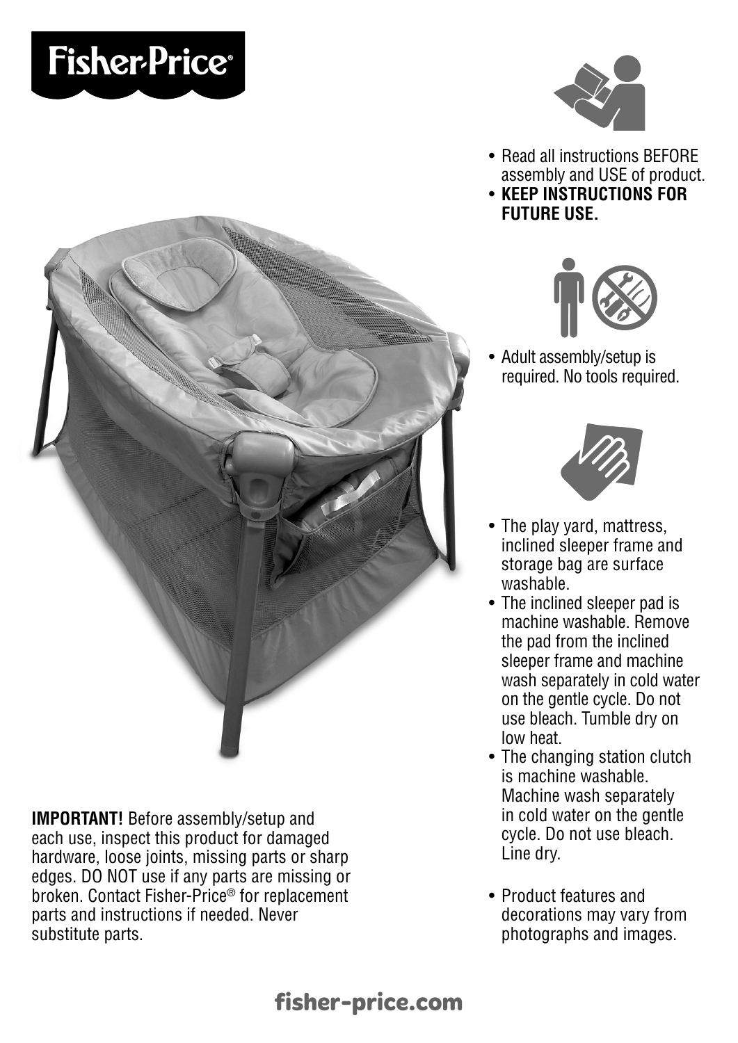# Fisher-Price®

- Read all instructions BEFORE assembly and USE of product.
- **KEEP INSTRUCTIONS FOR FUTURE USE.**

- Adult assembly/setup is required. No tools required.

- The play yard, mattress, inclined sleeper frame and storage bag are surface washable.
- The inclined sleeper pad is machine washable. Remove the pad from the inclined sleeper frame and machine wash separately in cold water on the gentle cycle. Do not use bleach. Tumble dry on low heat.
- The changing station clutch is machine washable. Machine wash separately in cold water on the gentle cycle. Do not use bleach. Line dry.

- Product features and decorations may vary from photographs and images.

**IMPORTANT!** Before assembly/setup and each use, inspect this product for damaged hardware, loose joints, missing parts or sharp edges. DO NOT use if any parts are missing or broken. Contact Fisher-Price® for replacement parts and instructions if needed. Never substitute parts.

**fisher-price.com**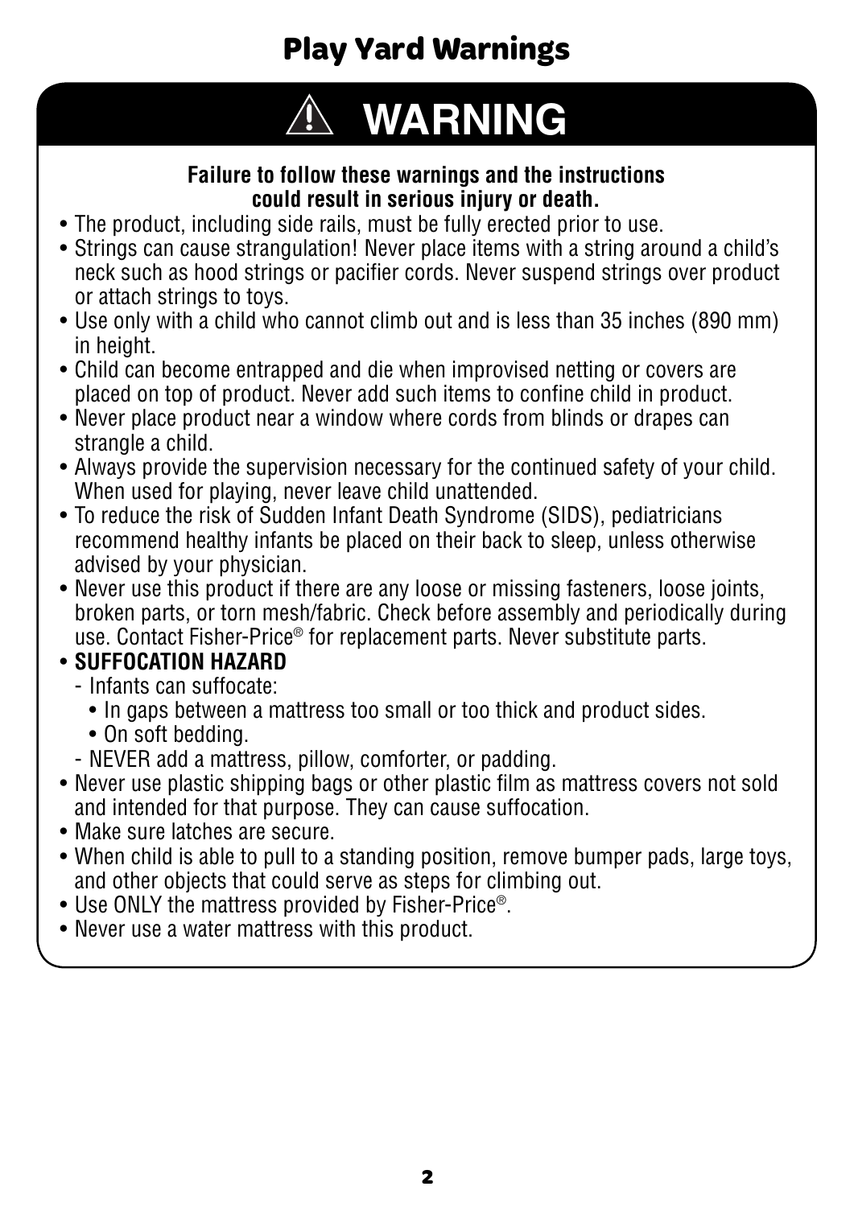# Play Yard Warnings

## ⚠ WARNING

**Failure to follow these warnings and the instructions could result in serious injury or death.**

- The product, including side rails, must be fully erected prior to use.
- Strings can cause strangulation! Never place items with a string around a child's neck such as hood strings or pacifier cords. Never suspend strings over product or attach strings to toys.
- Use only with a child who cannot climb out and is less than 35 inches (890 mm) in height.
- Child can become entrapped and die when improvised netting or covers are placed on top of product. Never add such items to confine child in product.
- Never place product near a window where cords from blinds or drapes can strangle a child.
- Always provide the supervision necessary for the continued safety of your child. When used for playing, never leave child unattended.
- To reduce the risk of Sudden Infant Death Syndrome (SIDS), pediatricians recommend healthy infants be placed on their back to sleep, unless otherwise advised by your physician.
- Never use this product if there are any loose or missing fasteners, loose joints, broken parts, or torn mesh/fabric. Check before assembly and periodically during use. Contact Fisher-Price® for replacement parts. Never substitute parts.
- **SUFFOCATION HAZARD**
  - Infants can suffocate:
    - In gaps between a mattress too small or too thick and product sides.
    - On soft bedding.
  - NEVER add a mattress, pillow, comforter, or padding.
- Never use plastic shipping bags or other plastic film as mattress covers not sold and intended for that purpose. They can cause suffocation.
- Make sure latches are secure.
- When child is able to pull to a standing position, remove bumper pads, large toys, and other objects that could serve as steps for climbing out.
- Use ONLY the mattress provided by Fisher-Price®.
- Never use a water mattress with this product.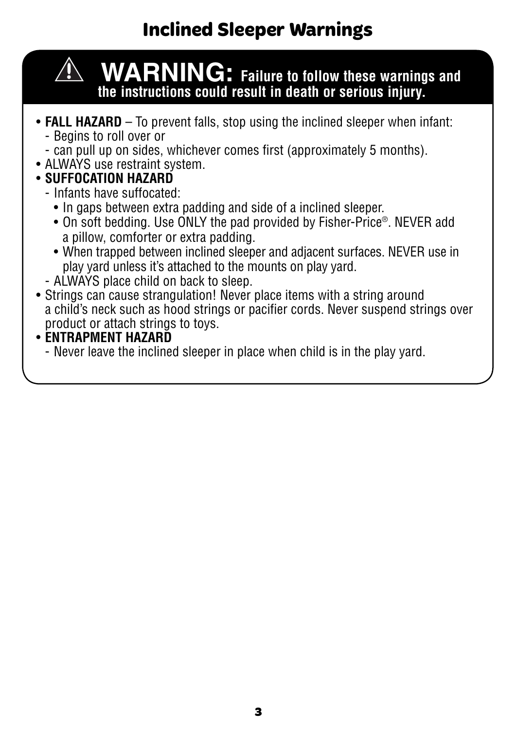# Inclined Sleeper Warnings

**⚠ WARNING: Failure to follow these warnings and the instructions could result in death or serious injury.**

- **FALL HAZARD** – To prevent falls, stop using the inclined sleeper when infant:
  - Begins to roll over or
  - can pull up on sides, whichever comes first (approximately 5 months).
- ALWAYS use restraint system.
- **SUFFOCATION HAZARD**
  - Infants have suffocated:
    - In gaps between extra padding and side of a inclined sleeper.
    - On soft bedding. Use ONLY the pad provided by Fisher-Price®. NEVER add a pillow, comforter or extra padding.
    - When trapped between inclined sleeper and adjacent surfaces. NEVER use in play yard unless it's attached to the mounts on play yard.
  - ALWAYS place child on back to sleep.
- Strings can cause strangulation! Never place items with a string around a child's neck such as hood strings or pacifier cords. Never suspend strings over product or attach strings to toys.
- **ENTRAPMENT HAZARD**
  - Never leave the inclined sleeper in place when child is in the play yard.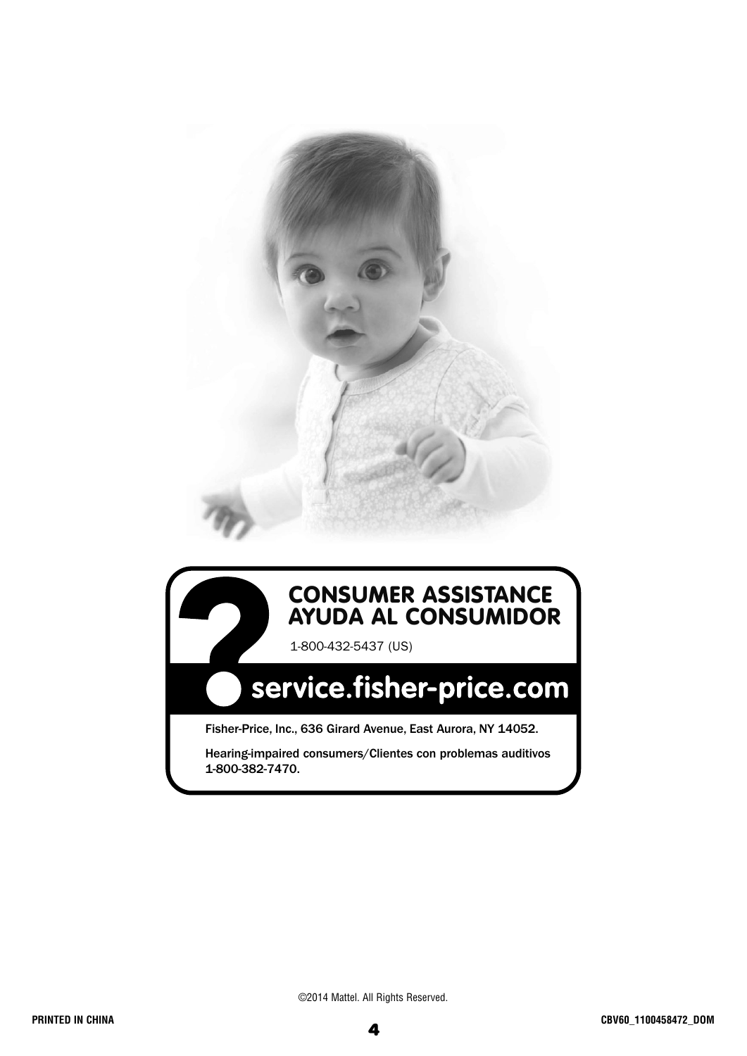## CONSUMER ASSISTANCE
## AYUDA AL CONSUMIDOR

1-800-432-5437 (US)

## service.fisher-price.com

Fisher-Price, Inc., 636 Girard Avenue, East Aurora, NY 14052.

Hearing-impaired consumers/Clientes con problemas auditivos 1-800-382-7470.

©2014 Mattel. All Rights Reserved.

PRINTED IN CHINA

CBV60_1100458472_DOM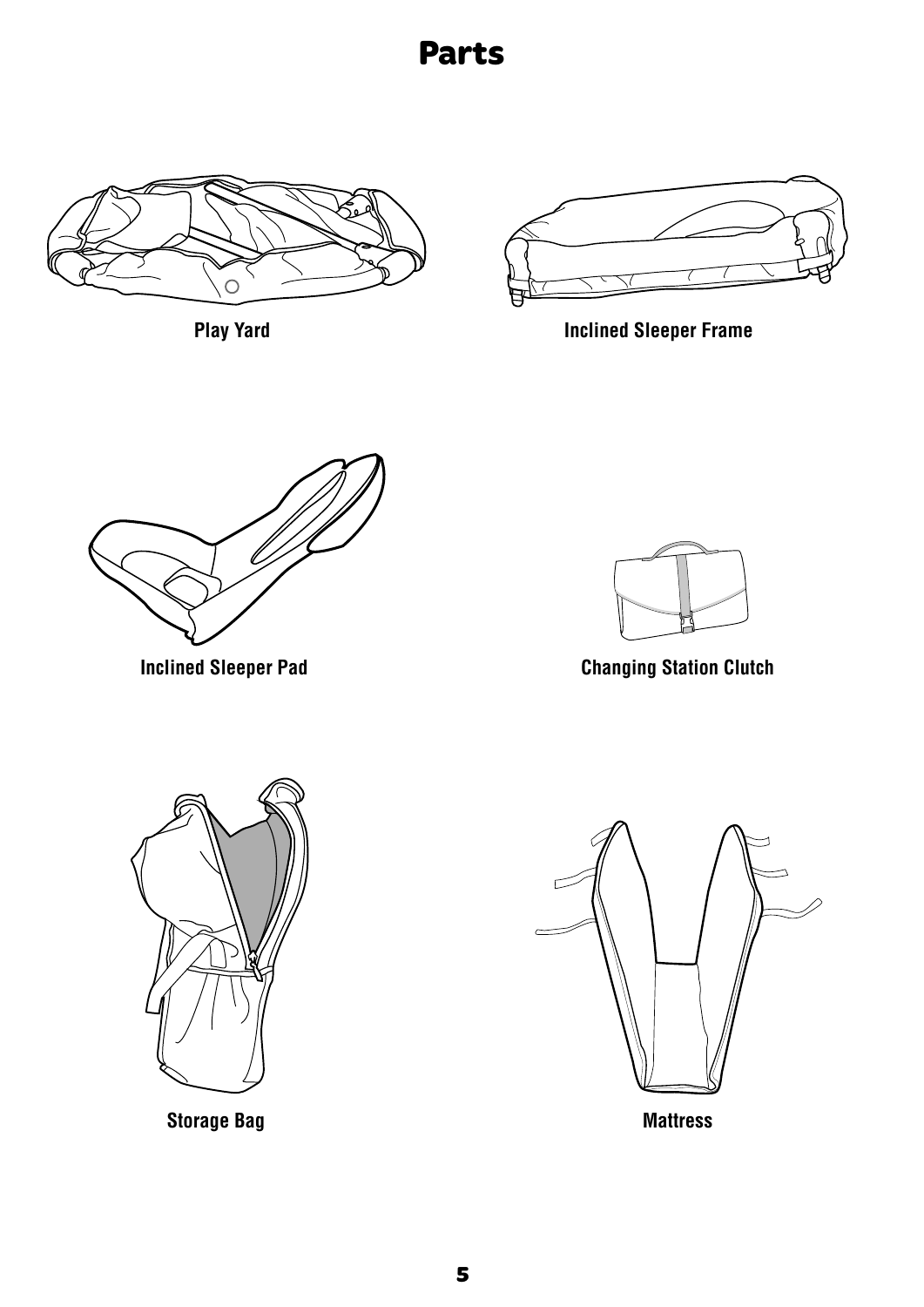# Parts

Play Yard

Inclined Sleeper Frame

Inclined Sleeper Pad

Changing Station Clutch

Storage Bag

Mattress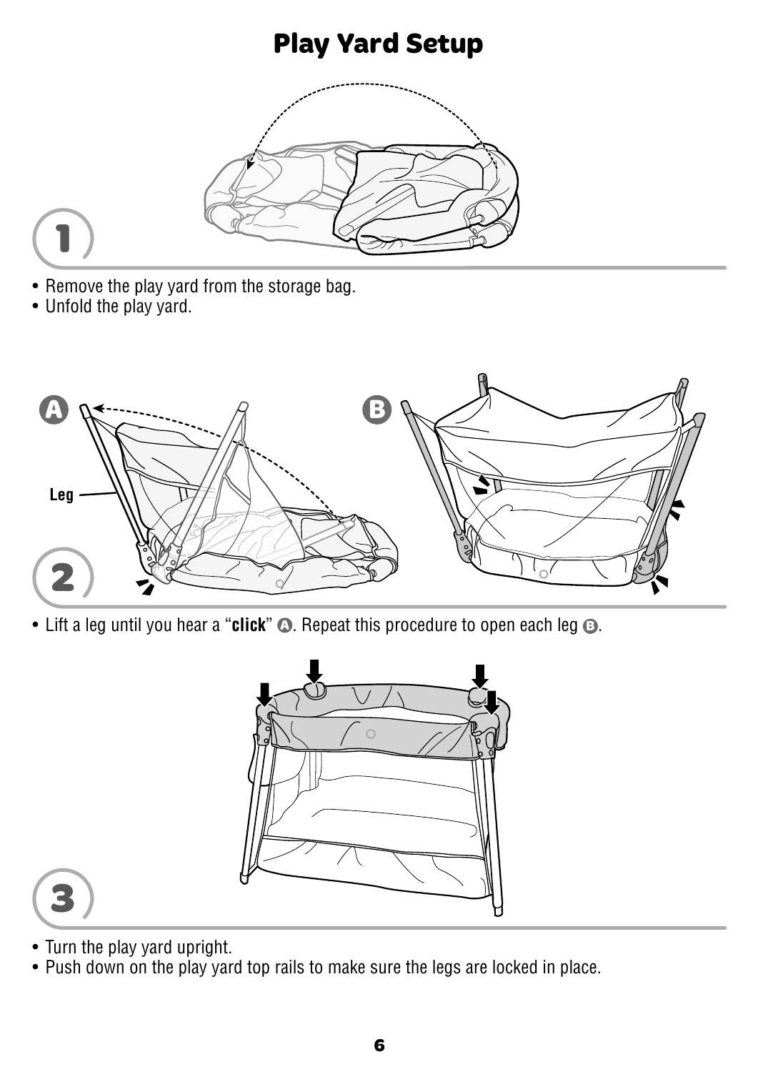# Play Yard Setup

**1**

- Remove the play yard from the storage bag.
- Unfold the play yard.

**2**

- Lift a leg until you hear a "**click**" A. Repeat this procedure to open each leg B.

**3**

- Turn the play yard upright.
- Push down on the play yard top rails to make sure the legs are locked in place.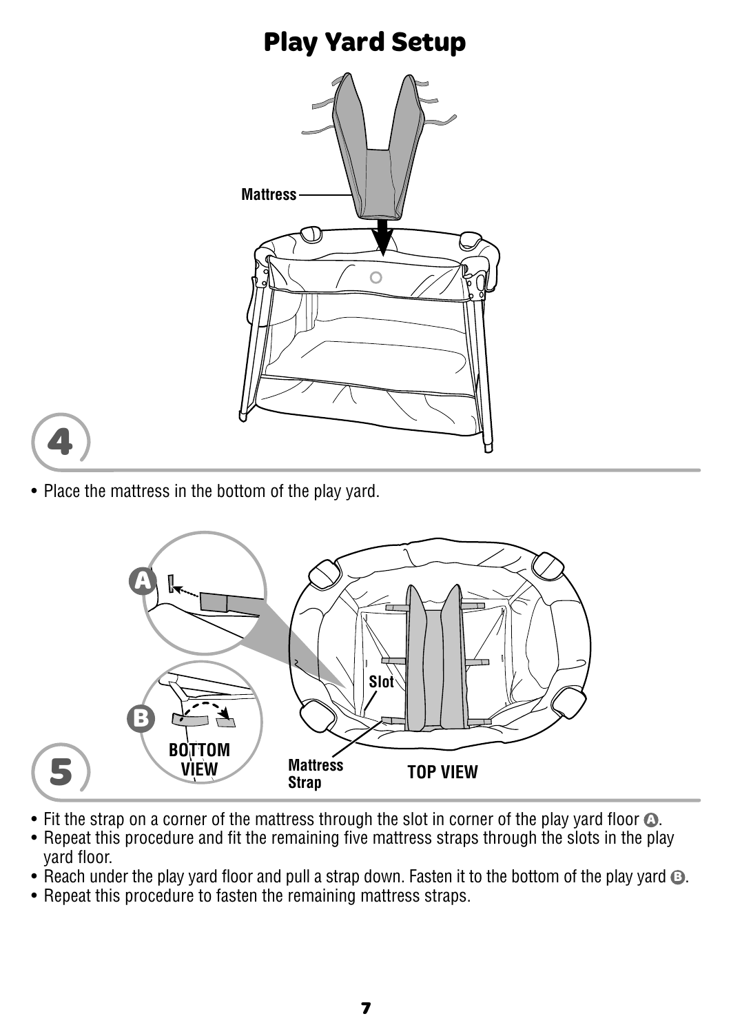# Play Yard Setup

Mattress

4

- Place the mattress in the bottom of the play yard.

A

B

BOTTOM VIEW

Slot

Mattress Strap

TOP VIEW

5

- Fit the strap on a corner of the mattress through the slot in corner of the play yard floor A.
- Repeat this procedure and fit the remaining five mattress straps through the slots in the play yard floor.
- Reach under the play yard floor and pull a strap down. Fasten it to the bottom of the play yard B.
- Repeat this procedure to fasten the remaining mattress straps.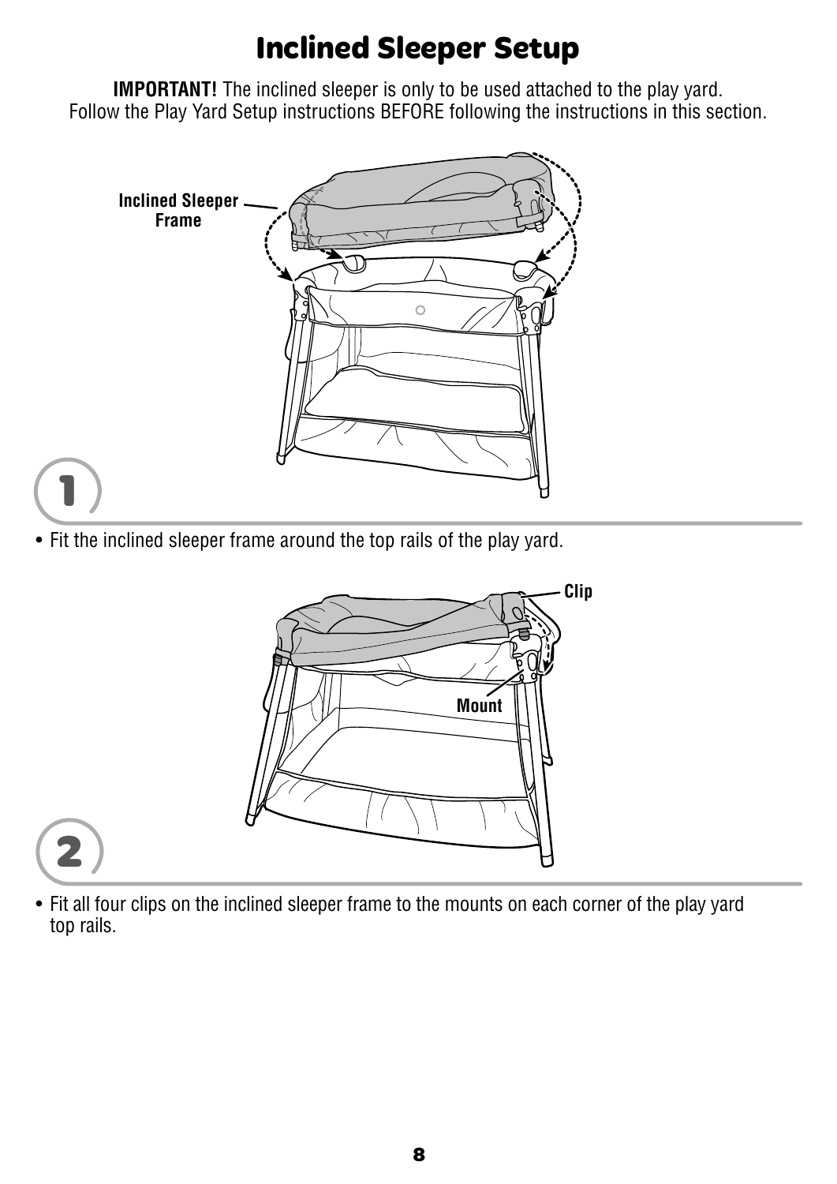# Inclined Sleeper Setup

**IMPORTANT!** The inclined sleeper is only to be used attached to the play yard. Follow the Play Yard Setup instructions BEFORE following the instructions in this section.

Inclined Sleeper Frame

**1**

- Fit the inclined sleeper frame around the top rails of the play yard.

Clip

Mount

**2**

- Fit all four clips on the inclined sleeper frame to the mounts on each corner of the play yard top rails.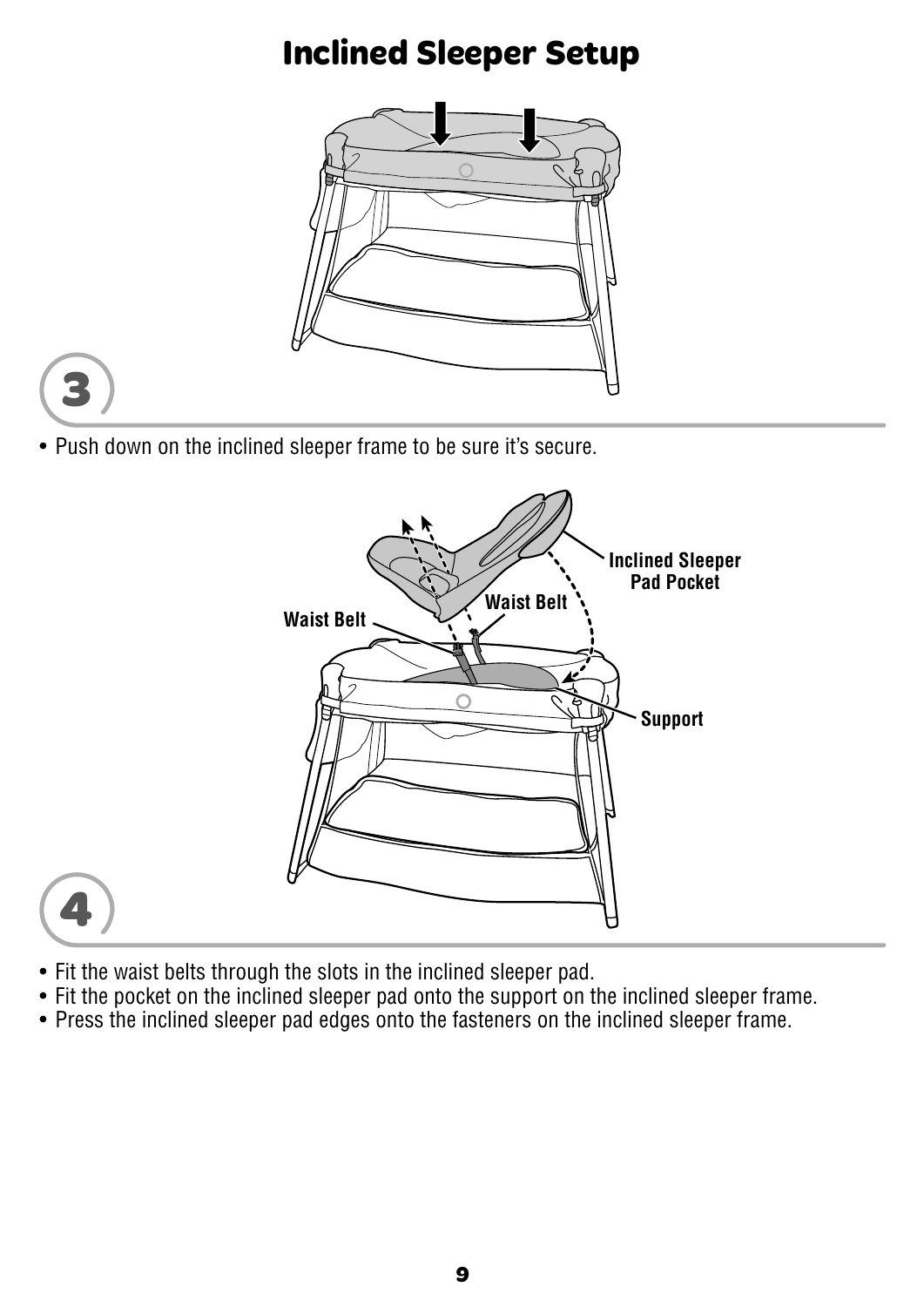# Inclined Sleeper Setup

**3**

- Push down on the inclined sleeper frame to be sure it's secure.

**4**

- Fit the waist belts through the slots in the inclined sleeper pad.
- Fit the pocket on the inclined sleeper pad onto the support on the inclined sleeper frame.
- Press the inclined sleeper pad edges onto the fasteners on the inclined sleeper frame.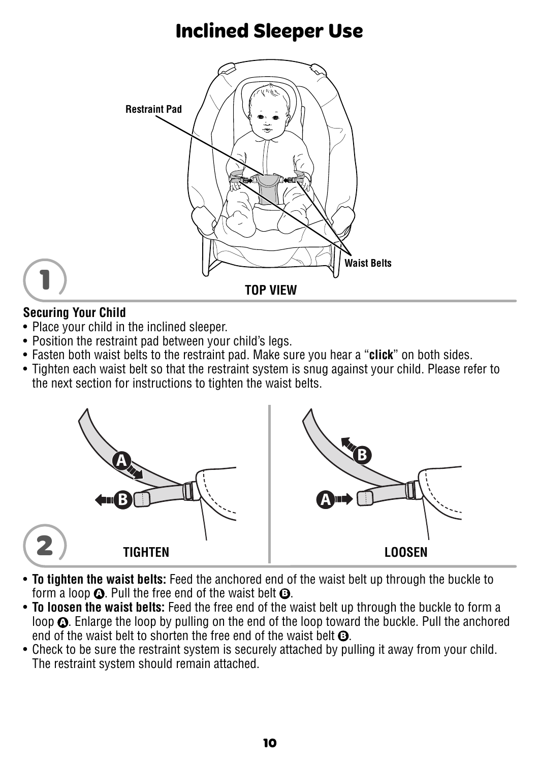# Inclined Sleeper Use

**1**

**Securing Your Child**

- Place your child in the inclined sleeper.
- Position the restraint pad between your child's legs.
- Fasten both waist belts to the restraint pad. Make sure you hear a "**click**" on both sides.
- Tighten each waist belt so that the restraint system is snug against your child. Please refer to the next section for instructions to tighten the waist belts.

**2**

- **To tighten the waist belts:** Feed the anchored end of the waist belt up through the buckle to form a loop **A**. Pull the free end of the waist belt **B**.
- **To loosen the waist belts:** Feed the free end of the waist belt up through the buckle to form a loop **A**. Enlarge the loop by pulling on the end of the loop toward the buckle. Pull the anchored end of the waist belt to shorten the free end of the waist belt **B**.
- Check to be sure the restraint system is securely attached by pulling it away from your child. The restraint system should remain attached.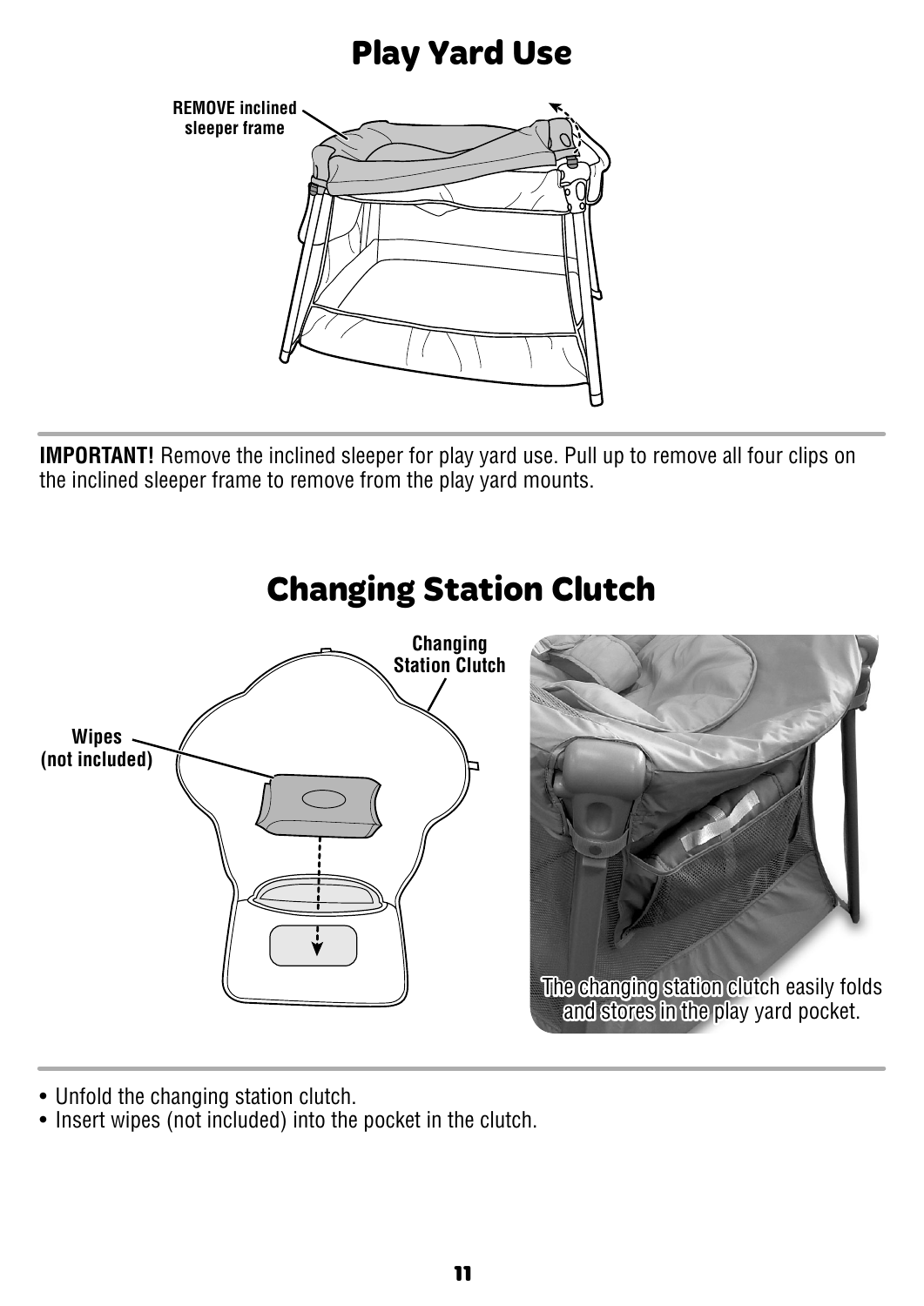## Play Yard Use

REMOVE inclined sleeper frame

**IMPORTANT!** Remove the inclined sleeper for play yard use. Pull up to remove all four clips on the inclined sleeper frame to remove from the play yard mounts.

## Changing Station Clutch

Changing Station Clutch

Wipes (not included)

The changing station clutch easily folds and stores in the play yard pocket.

- Unfold the changing station clutch.
- Insert wipes (not included) into the pocket in the clutch.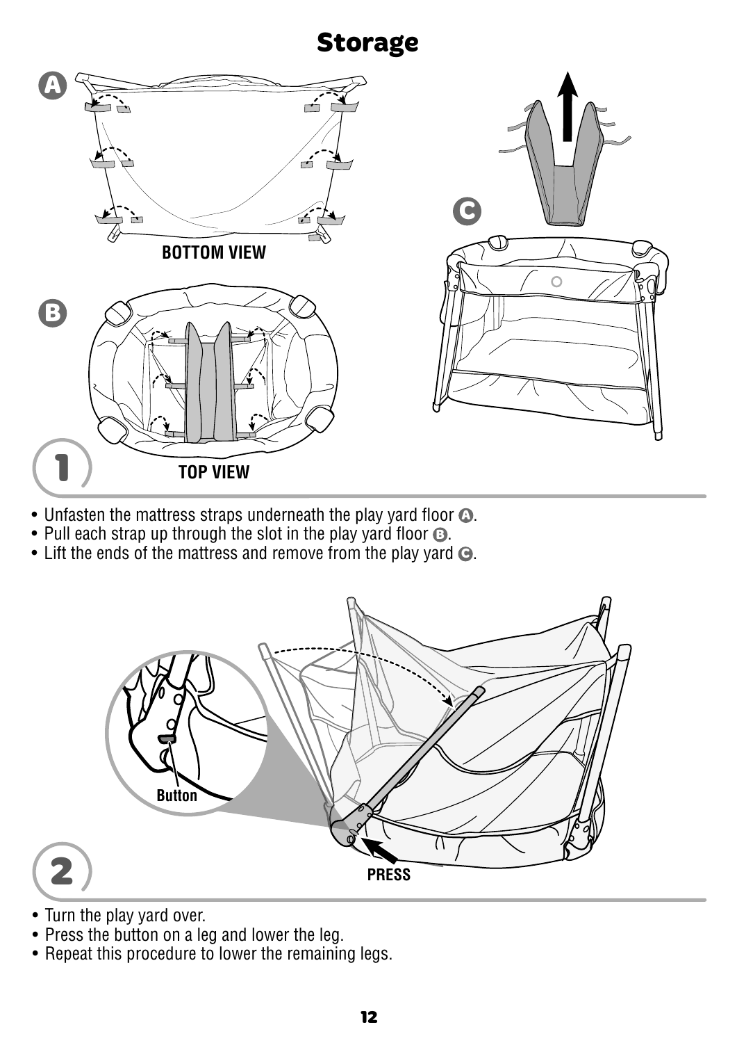# Storage

1

- Unfasten the mattress straps underneath the play yard floor A.
- Pull each strap up through the slot in the play yard floor B.
- Lift the ends of the mattress and remove from the play yard C.

2

- Turn the play yard over.
- Press the button on a leg and lower the leg.
- Repeat this procedure to lower the remaining legs.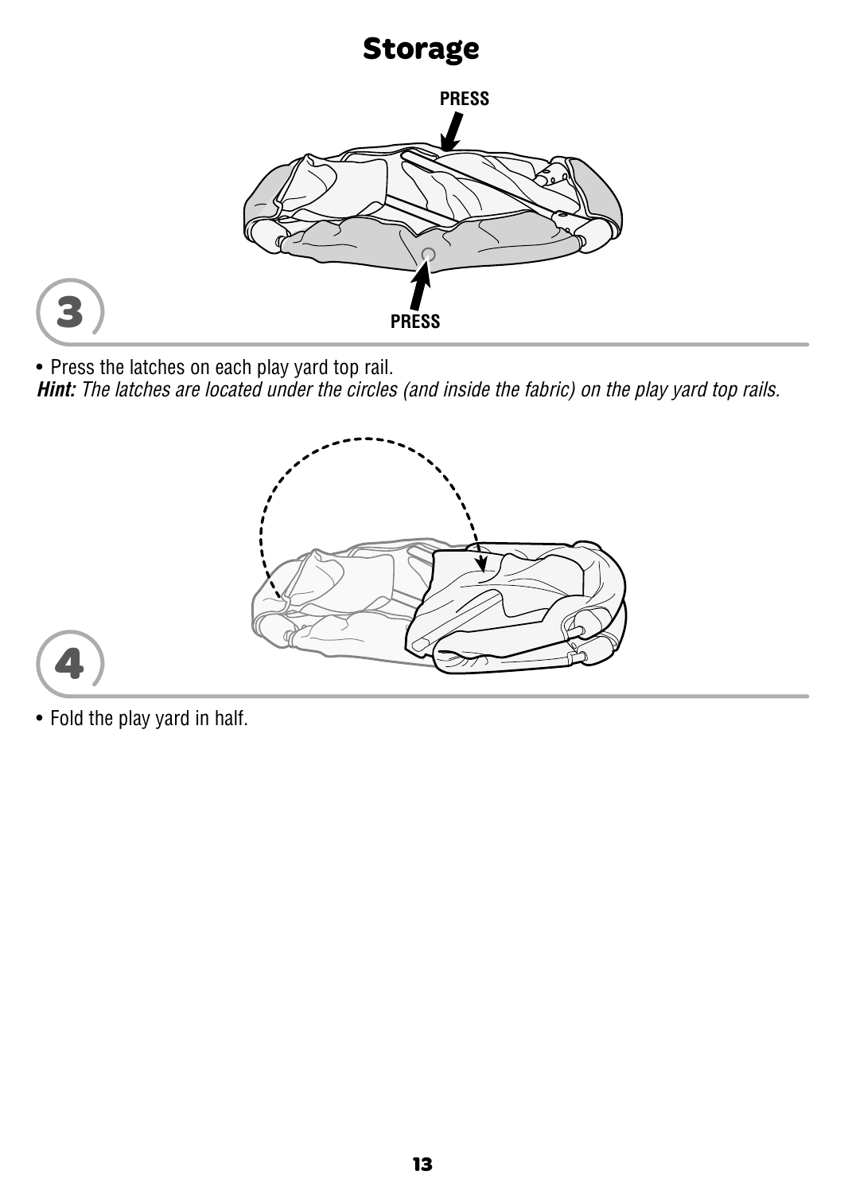# Storage

PRESS

PRESS

3

- Press the latches on each play yard top rail.

***Hint:*** *The latches are located under the circles (and inside the fabric) on the play yard top rails.*

4

- Fold the play yard in half.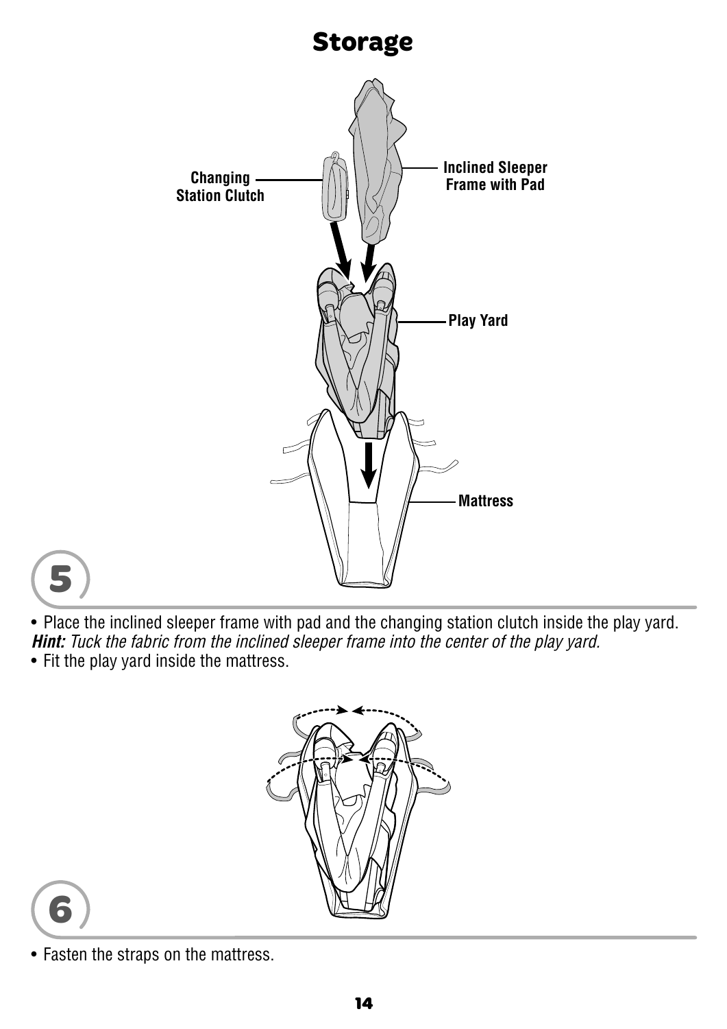# Storage

Changing Station Clutch

Inclined Sleeper Frame with Pad

Play Yard

Mattress

**5**

- Place the inclined sleeper frame with pad and the changing station clutch inside the play yard.

***Hint:*** *Tuck the fabric from the inclined sleeper frame into the center of the play yard.*

- Fit the play yard inside the mattress.

**6**

- Fasten the straps on the mattress.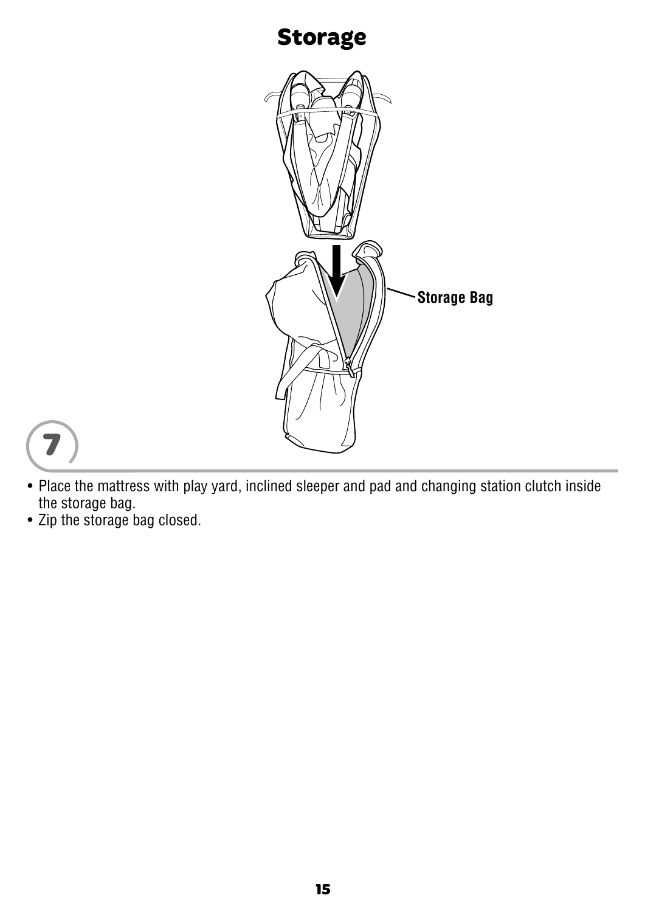# Storage

Storage Bag

7

- Place the mattress with play yard, inclined sleeper and pad and changing station clutch inside the storage bag.
- Zip the storage bag closed.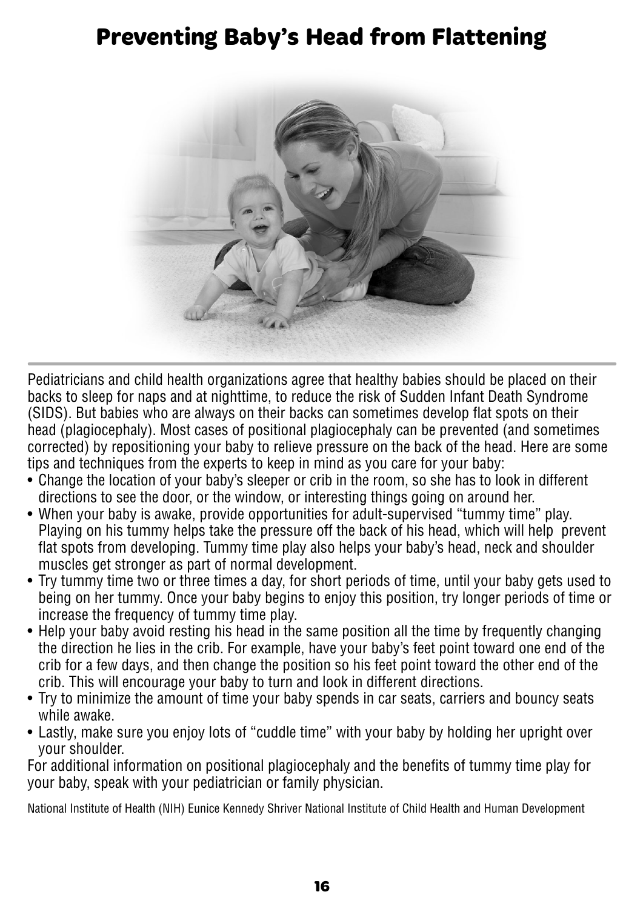# Preventing Baby's Head from Flattening

Pediatricians and child health organizations agree that healthy babies should be placed on their backs to sleep for naps and at nighttime, to reduce the risk of Sudden Infant Death Syndrome (SIDS). But babies who are always on their backs can sometimes develop flat spots on their head (plagiocephaly). Most cases of positional plagiocephaly can be prevented (and sometimes corrected) by repositioning your baby to relieve pressure on the back of the head. Here are some tips and techniques from the experts to keep in mind as you care for your baby:

- Change the location of your baby's sleeper or crib in the room, so she has to look in different directions to see the door, or the window, or interesting things going on around her.
- When your baby is awake, provide opportunities for adult-supervised "tummy time" play. Playing on his tummy helps take the pressure off the back of his head, which will help prevent flat spots from developing. Tummy time play also helps your baby's head, neck and shoulder muscles get stronger as part of normal development.
- Try tummy time two or three times a day, for short periods of time, until your baby gets used to being on her tummy. Once your baby begins to enjoy this position, try longer periods of time or increase the frequency of tummy time play.
- Help your baby avoid resting his head in the same position all the time by frequently changing the direction he lies in the crib. For example, have your baby's feet point toward one end of the crib for a few days, and then change the position so his feet point toward the other end of the crib. This will encourage your baby to turn and look in different directions.
- Try to minimize the amount of time your baby spends in car seats, carriers and bouncy seats while awake.
- Lastly, make sure you enjoy lots of "cuddle time" with your baby by holding her upright over your shoulder.

For additional information on positional plagiocephaly and the benefits of tummy time play for your baby, speak with your pediatrician or family physician.

National Institute of Health (NIH) Eunice Kennedy Shriver National Institute of Child Health and Human Development